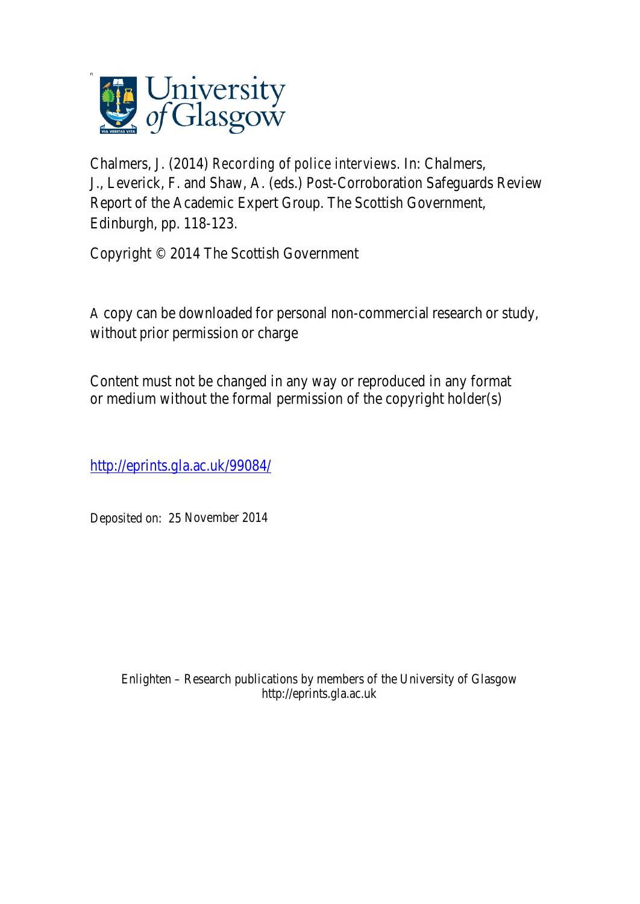Chalmers, J. (2014) *Recording of police interviews.* In: Chalmers, J., Leverick, F. and Shaw, A. (eds.) Post-Corroboration Safeguards Review Report of the Academic Expert Group. The Scottish Government, Edinburgh, pp. 118-123.

Copyright © 2014 The Scottish Government

A copy can be downloaded for personal non-commercial research or study, without prior permission or charge

Content must not be changed in any way or reproduced in any format or medium without the formal permission of the copyright holder(s)

http://eprints.gla.ac.uk/99084/

Deposited on: 25 November 2014

Enlighten – Research publications by members of the University of Glasgow
http://eprints.gla.ac.uk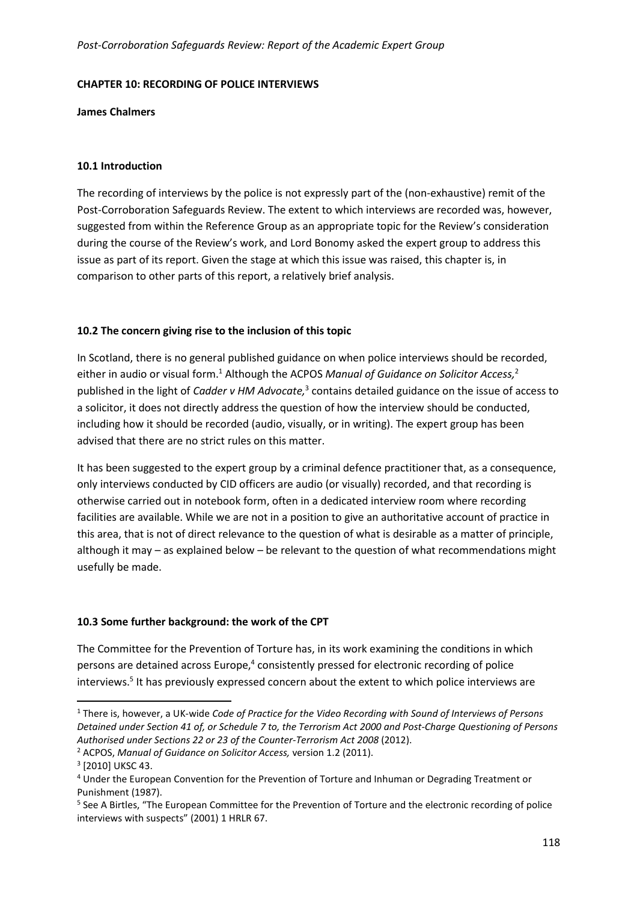## CHAPTER 10: RECORDING OF POLICE INTERVIEWS

**James Chalmers**

### 10.1 Introduction

The recording of interviews by the police is not expressly part of the (non-exhaustive) remit of the Post-Corroboration Safeguards Review. The extent to which interviews are recorded was, however, suggested from within the Reference Group as an appropriate topic for the Review's consideration during the course of the Review's work, and Lord Bonomy asked the expert group to address this issue as part of its report. Given the stage at which this issue was raised, this chapter is, in comparison to other parts of this report, a relatively brief analysis.

### 10.2 The concern giving rise to the inclusion of this topic

In Scotland, there is no general published guidance on when police interviews should be recorded, either in audio or visual form.[1] Although the ACPOS *Manual of Guidance on Solicitor Access,*[2] published in the light of *Cadder v HM Advocate,*[3] contains detailed guidance on the issue of access to a solicitor, it does not directly address the question of how the interview should be conducted, including how it should be recorded (audio, visually, or in writing). The expert group has been advised that there are no strict rules on this matter.

It has been suggested to the expert group by a criminal defence practitioner that, as a consequence, only interviews conducted by CID officers are audio (or visually) recorded, and that recording is otherwise carried out in notebook form, often in a dedicated interview room where recording facilities are available. While we are not in a position to give an authoritative account of practice in this area, that is not of direct relevance to the question of what is desirable as a matter of principle, although it may – as explained below – be relevant to the question of what recommendations might usefully be made.

### 10.3 Some further background: the work of the CPT

The Committee for the Prevention of Torture has, in its work examining the conditions in which persons are detained across Europe,[4] consistently pressed for electronic recording of police interviews.[5] It has previously expressed concern about the extent to which police interviews are

---

[1] There is, however, a UK-wide *Code of Practice for the Video Recording with Sound of Interviews of Persons Detained under Section 41 of, or Schedule 7 to, the Terrorism Act 2000 and Post-Charge Questioning of Persons Authorised under Sections 22 or 23 of the Counter-Terrorism Act 2008* (2012).

[2] ACPOS, *Manual of Guidance on Solicitor Access,* version 1.2 (2011).

[3] [2010] UKSC 43.

[4] Under the European Convention for the Prevention of Torture and Inhuman or Degrading Treatment or Punishment (1987).

[5] See A Birtles, "The European Committee for the Prevention of Torture and the electronic recording of police interviews with suspects" (2001) 1 HRLR 67.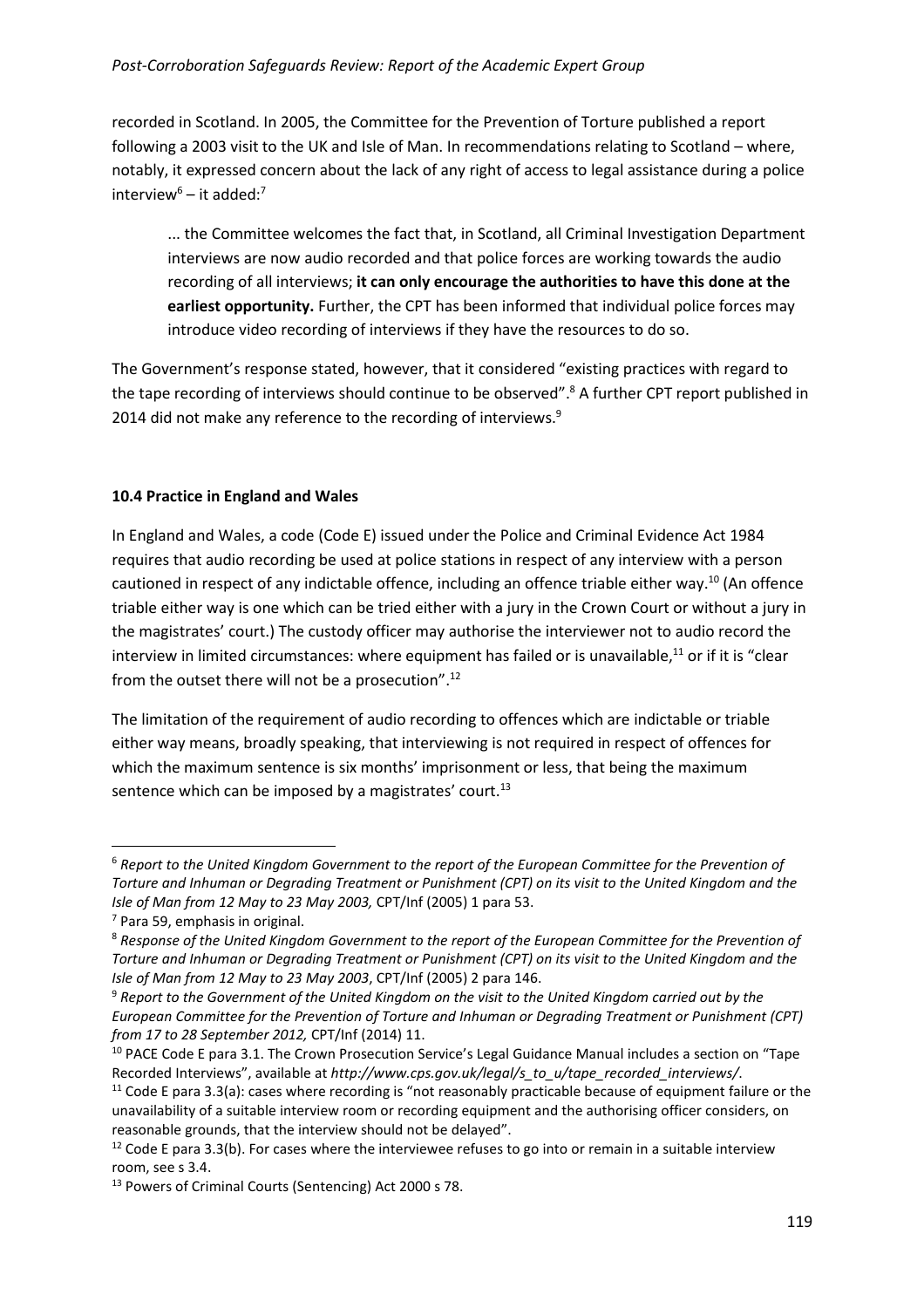recorded in Scotland. In 2005, the Committee for the Prevention of Torture published a report following a 2003 visit to the UK and Isle of Man. In recommendations relating to Scotland – where, notably, it expressed concern about the lack of any right of access to legal assistance during a police interview[6] – it added:[7]

> ... the Committee welcomes the fact that, in Scotland, all Criminal Investigation Department interviews are now audio recorded and that police forces are working towards the audio recording of all interviews; **it can only encourage the authorities to have this done at the earliest opportunity.** Further, the CPT has been informed that individual police forces may introduce video recording of interviews if they have the resources to do so.

The Government's response stated, however, that it considered "existing practices with regard to the tape recording of interviews should continue to be observed".[8] A further CPT report published in 2014 did not make any reference to the recording of interviews.[9]

### 10.4 Practice in England and Wales

In England and Wales, a code (Code E) issued under the Police and Criminal Evidence Act 1984 requires that audio recording be used at police stations in respect of any interview with a person cautioned in respect of any indictable offence, including an offence triable either way.[10] (An offence triable either way is one which can be tried either with a jury in the Crown Court or without a jury in the magistrates' court.) The custody officer may authorise the interviewer not to audio record the interview in limited circumstances: where equipment has failed or is unavailable,[11] or if it is "clear from the outset there will not be a prosecution".[12]

The limitation of the requirement of audio recording to offences which are indictable or triable either way means, broadly speaking, that interviewing is not required in respect of offences for which the maximum sentence is six months' imprisonment or less, that being the maximum sentence which can be imposed by a magistrates' court.[13]

---

[6] *Report to the United Kingdom Government to the report of the European Committee for the Prevention of Torture and Inhuman or Degrading Treatment or Punishment (CPT) on its visit to the United Kingdom and the Isle of Man from 12 May to 23 May 2003,* CPT/Inf (2005) 1 para 53.

[7] Para 59, emphasis in original.

[8] *Response of the United Kingdom Government to the report of the European Committee for the Prevention of Torture and Inhuman or Degrading Treatment or Punishment (CPT) on its visit to the United Kingdom and the Isle of Man from 12 May to 23 May 2003*, CPT/Inf (2005) 2 para 146.

[9] *Report to the Government of the United Kingdom on the visit to the United Kingdom carried out by the European Committee for the Prevention of Torture and Inhuman or Degrading Treatment or Punishment (CPT) from 17 to 28 September 2012,* CPT/Inf (2014) 11.

[10] PACE Code E para 3.1. The Crown Prosecution Service's Legal Guidance Manual includes a section on "Tape Recorded Interviews", available at *http://www.cps.gov.uk/legal/s_to_u/tape_recorded_interviews/*.

[11] Code E para 3.3(a): cases where recording is "not reasonably practicable because of equipment failure or the unavailability of a suitable interview room or recording equipment and the authorising officer considers, on reasonable grounds, that the interview should not be delayed".

[12] Code E para 3.3(b). For cases where the interviewee refuses to go into or remain in a suitable interview room, see s 3.4.

[13] Powers of Criminal Courts (Sentencing) Act 2000 s 78.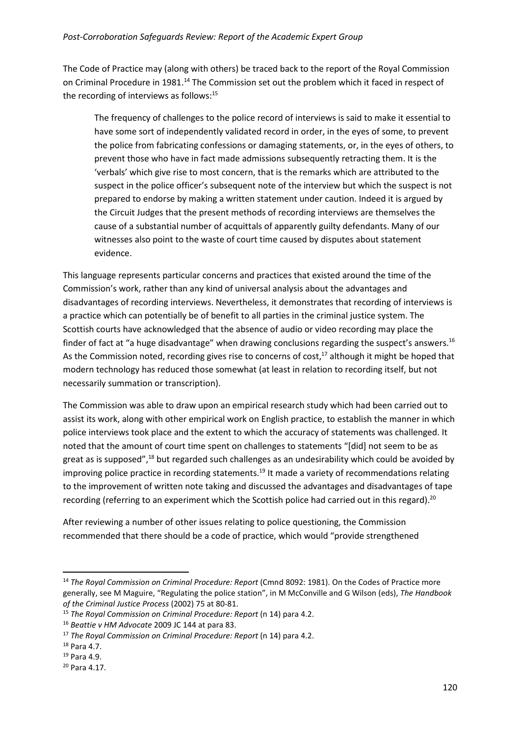The Code of Practice may (along with others) be traced back to the report of the Royal Commission on Criminal Procedure in 1981.[14] The Commission set out the problem which it faced in respect of the recording of interviews as follows:[15]

> The frequency of challenges to the police record of interviews is said to make it essential to have some sort of independently validated record in order, in the eyes of some, to prevent the police from fabricating confessions or damaging statements, or, in the eyes of others, to prevent those who have in fact made admissions subsequently retracting them. It is the 'verbals' which give rise to most concern, that is the remarks which are attributed to the suspect in the police officer's subsequent note of the interview but which the suspect is not prepared to endorse by making a written statement under caution. Indeed it is argued by the Circuit Judges that the present methods of recording interviews are themselves the cause of a substantial number of acquittals of apparently guilty defendants. Many of our witnesses also point to the waste of court time caused by disputes about statement evidence.

This language represents particular concerns and practices that existed around the time of the Commission's work, rather than any kind of universal analysis about the advantages and disadvantages of recording interviews. Nevertheless, it demonstrates that recording of interviews is a practice which can potentially be of benefit to all parties in the criminal justice system. The Scottish courts have acknowledged that the absence of audio or video recording may place the finder of fact at "a huge disadvantage" when drawing conclusions regarding the suspect's answers.[16] As the Commission noted, recording gives rise to concerns of cost,[17] although it might be hoped that modern technology has reduced those somewhat (at least in relation to recording itself, but not necessarily summation or transcription).

The Commission was able to draw upon an empirical research study which had been carried out to assist its work, along with other empirical work on English practice, to establish the manner in which police interviews took place and the extent to which the accuracy of statements was challenged. It noted that the amount of court time spent on challenges to statements "[did] not seem to be as great as is supposed",[18] but regarded such challenges as an undesirability which could be avoided by improving police practice in recording statements.[19] It made a variety of recommendations relating to the improvement of written note taking and discussed the advantages and disadvantages of tape recording (referring to an experiment which the Scottish police had carried out in this regard).[20]

After reviewing a number of other issues relating to police questioning, the Commission recommended that there should be a code of practice, which would "provide strengthened

---

[14] *The Royal Commission on Criminal Procedure: Report* (Cmnd 8092: 1981). On the Codes of Practice more generally, see M Maguire, "Regulating the police station", in M McConville and G Wilson (eds), *The Handbook of the Criminal Justice Process* (2002) 75 at 80-81.

[15] *The Royal Commission on Criminal Procedure: Report* (n 14) para 4.2.

[16] *Beattie v HM Advocate* 2009 JC 144 at para 83.

[17] *The Royal Commission on Criminal Procedure: Report* (n 14) para 4.2.

[18] Para 4.7.

[19] Para 4.9.

[20] Para 4.17.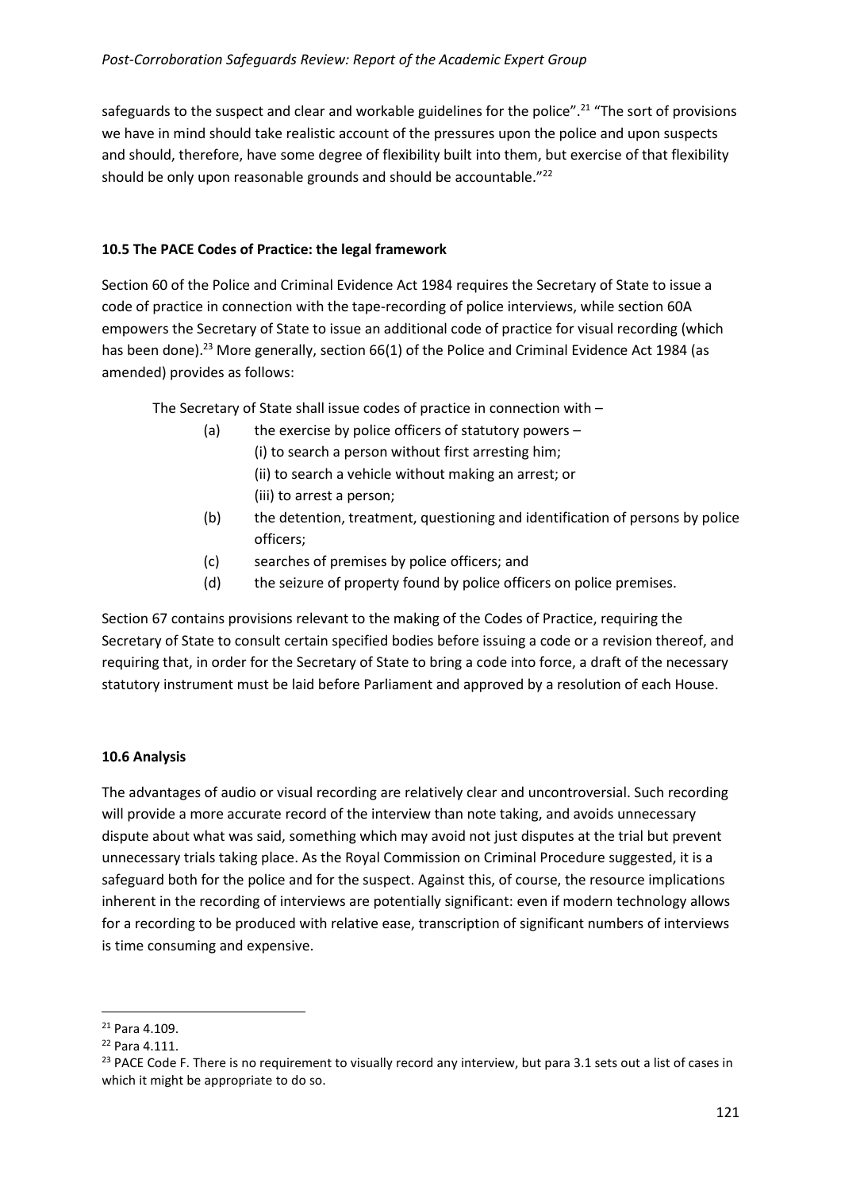safeguards to the suspect and clear and workable guidelines for the police".[21] "The sort of provisions we have in mind should take realistic account of the pressures upon the police and upon suspects and should, therefore, have some degree of flexibility built into them, but exercise of that flexibility should be only upon reasonable grounds and should be accountable."[22]

### 10.5 The PACE Codes of Practice: the legal framework

Section 60 of the Police and Criminal Evidence Act 1984 requires the Secretary of State to issue a code of practice in connection with the tape-recording of police interviews, while section 60A empowers the Secretary of State to issue an additional code of practice for visual recording (which has been done).[23] More generally, section 66(1) of the Police and Criminal Evidence Act 1984 (as amended) provides as follows:

> The Secretary of State shall issue codes of practice in connection with –
>
> (a) the exercise by police officers of statutory powers –
> (i) to search a person without first arresting him;
> (ii) to search a vehicle without making an arrest; or
> (iii) to arrest a person;
>
> (b) the detention, treatment, questioning and identification of persons by police officers;
>
> (c) searches of premises by police officers; and
>
> (d) the seizure of property found by police officers on police premises.

Section 67 contains provisions relevant to the making of the Codes of Practice, requiring the Secretary of State to consult certain specified bodies before issuing a code or a revision thereof, and requiring that, in order for the Secretary of State to bring a code into force, a draft of the necessary statutory instrument must be laid before Parliament and approved by a resolution of each House.

### 10.6 Analysis

The advantages of audio or visual recording are relatively clear and uncontroversial. Such recording will provide a more accurate record of the interview than note taking, and avoids unnecessary dispute about what was said, something which may avoid not just disputes at the trial but prevent unnecessary trials taking place. As the Royal Commission on Criminal Procedure suggested, it is a safeguard both for the police and for the suspect. Against this, of course, the resource implications inherent in the recording of interviews are potentially significant: even if modern technology allows for a recording to be produced with relative ease, transcription of significant numbers of interviews is time consuming and expensive.

---

[21] Para 4.109.

[22] Para 4.111.

[23] PACE Code F. There is no requirement to visually record any interview, but para 3.1 sets out a list of cases in which it might be appropriate to do so.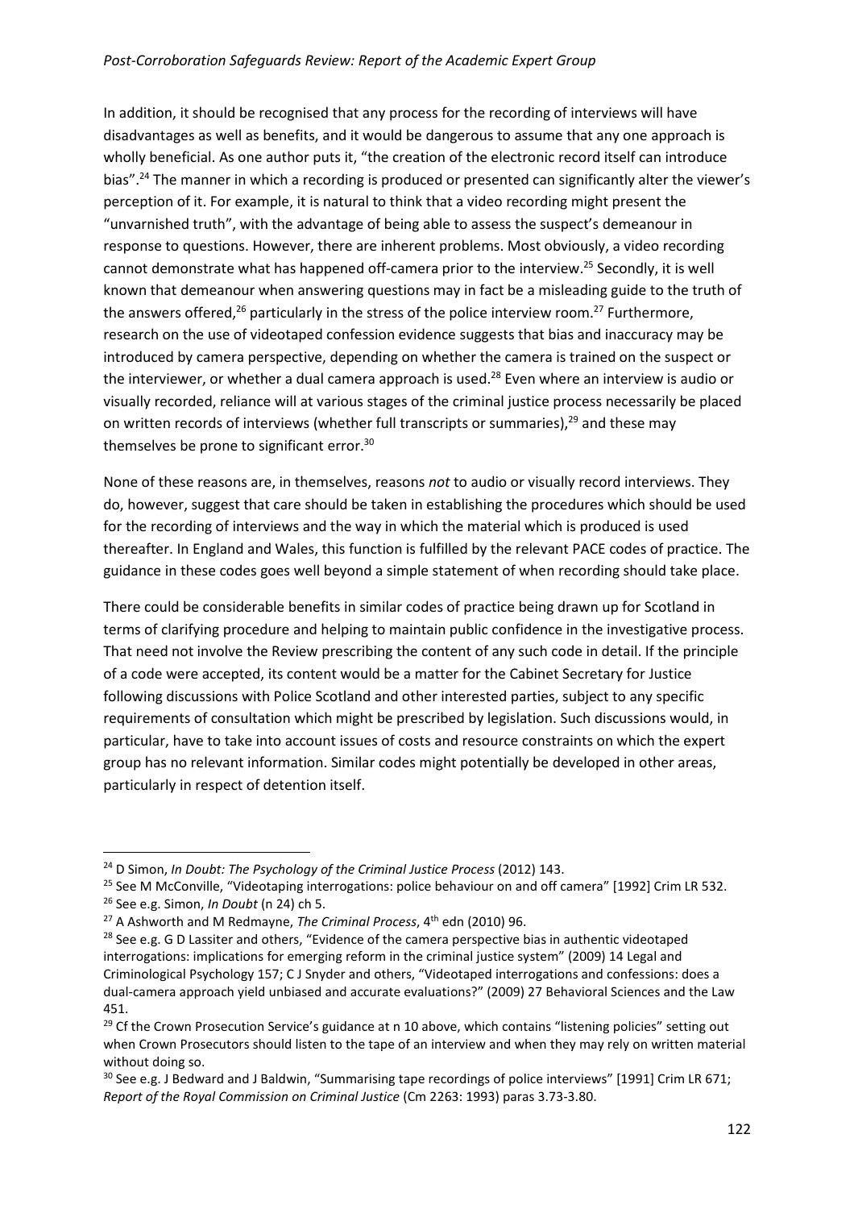In addition, it should be recognised that any process for the recording of interviews will have disadvantages as well as benefits, and it would be dangerous to assume that any one approach is wholly beneficial. As one author puts it, "the creation of the electronic record itself can introduce bias".[24] The manner in which a recording is produced or presented can significantly alter the viewer's perception of it. For example, it is natural to think that a video recording might present the "unvarnished truth", with the advantage of being able to assess the suspect's demeanour in response to questions. However, there are inherent problems. Most obviously, a video recording cannot demonstrate what has happened off-camera prior to the interview.[25] Secondly, it is well known that demeanour when answering questions may in fact be a misleading guide to the truth of the answers offered,[26] particularly in the stress of the police interview room.[27] Furthermore, research on the use of videotaped confession evidence suggests that bias and inaccuracy may be introduced by camera perspective, depending on whether the camera is trained on the suspect or the interviewer, or whether a dual camera approach is used.[28] Even where an interview is audio or visually recorded, reliance will at various stages of the criminal justice process necessarily be placed on written records of interviews (whether full transcripts or summaries),[29] and these may themselves be prone to significant error.[30]

None of these reasons are, in themselves, reasons *not* to audio or visually record interviews. They do, however, suggest that care should be taken in establishing the procedures which should be used for the recording of interviews and the way in which the material which is produced is used thereafter. In England and Wales, this function is fulfilled by the relevant PACE codes of practice. The guidance in these codes goes well beyond a simple statement of when recording should take place.

There could be considerable benefits in similar codes of practice being drawn up for Scotland in terms of clarifying procedure and helping to maintain public confidence in the investigative process. That need not involve the Review prescribing the content of any such code in detail. If the principle of a code were accepted, its content would be a matter for the Cabinet Secretary for Justice following discussions with Police Scotland and other interested parties, subject to any specific requirements of consultation which might be prescribed by legislation. Such discussions would, in particular, have to take into account issues of costs and resource constraints on which the expert group has no relevant information. Similar codes might potentially be developed in other areas, particularly in respect of detention itself.

---

[24] D Simon, *In Doubt: The Psychology of the Criminal Justice Process* (2012) 143.

[25] See M McConville, "Videotaping interrogations: police behaviour on and off camera" [1992] Crim LR 532.

[26] See e.g. Simon, *In Doubt* (n 24) ch 5.

[27] A Ashworth and M Redmayne, *The Criminal Process*, 4th edn (2010) 96.

[28] See e.g. G D Lassiter and others, "Evidence of the camera perspective bias in authentic videotaped interrogations: implications for emerging reform in the criminal justice system" (2009) 14 Legal and Criminological Psychology 157; C J Snyder and others, "Videotaped interrogations and confessions: does a dual-camera approach yield unbiased and accurate evaluations?" (2009) 27 Behavioral Sciences and the Law 451.

[29] Cf the Crown Prosecution Service's guidance at n 10 above, which contains "listening policies" setting out when Crown Prosecutors should listen to the tape of an interview and when they may rely on written material without doing so.

[30] See e.g. J Bedward and J Baldwin, "Summarising tape recordings of police interviews" [1991] Crim LR 671; *Report of the Royal Commission on Criminal Justice* (Cm 2263: 1993) paras 3.73-3.80.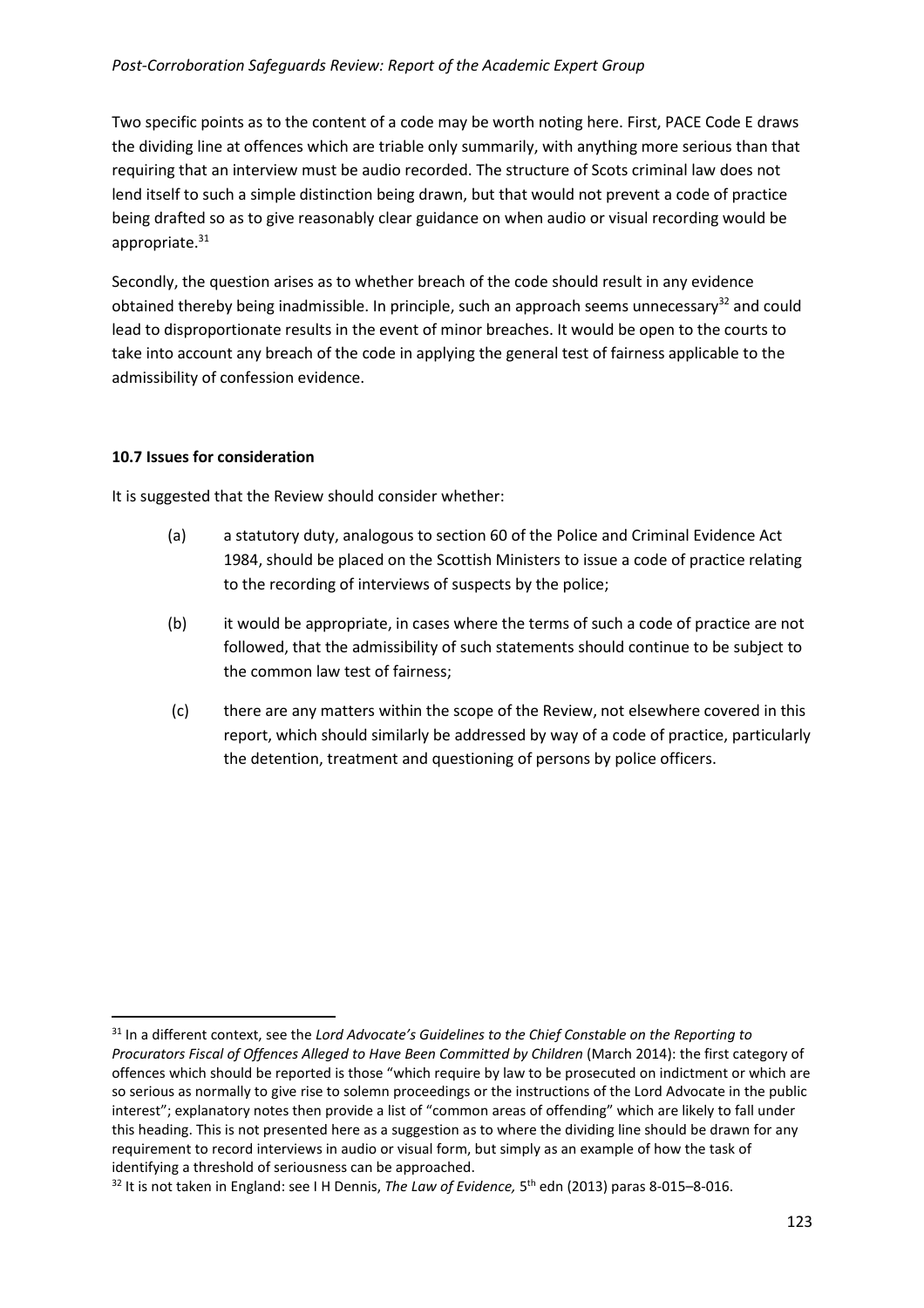Two specific points as to the content of a code may be worth noting here. First, PACE Code E draws the dividing line at offences which are triable only summarily, with anything more serious than that requiring that an interview must be audio recorded. The structure of Scots criminal law does not lend itself to such a simple distinction being drawn, but that would not prevent a code of practice being drafted so as to give reasonably clear guidance on when audio or visual recording would be appropriate.[31]

Secondly, the question arises as to whether breach of the code should result in any evidence obtained thereby being inadmissible. In principle, such an approach seems unnecessary[32] and could lead to disproportionate results in the event of minor breaches. It would be open to the courts to take into account any breach of the code in applying the general test of fairness applicable to the admissibility of confession evidence.

#### 10.7 Issues for consideration

It is suggested that the Review should consider whether:

(a) a statutory duty, analogous to section 60 of the Police and Criminal Evidence Act 1984, should be placed on the Scottish Ministers to issue a code of practice relating to the recording of interviews of suspects by the police;

(b) it would be appropriate, in cases where the terms of such a code of practice are not followed, that the admissibility of such statements should continue to be subject to the common law test of fairness;

(c) there are any matters within the scope of the Review, not elsewhere covered in this report, which should similarly be addressed by way of a code of practice, particularly the detention, treatment and questioning of persons by police officers.

---

[31] In a different context, see the *Lord Advocate's Guidelines to the Chief Constable on the Reporting to Procurators Fiscal of Offences Alleged to Have Been Committed by Children* (March 2014): the first category of offences which should be reported is those "which require by law to be prosecuted on indictment or which are so serious as normally to give rise to solemn proceedings or the instructions of the Lord Advocate in the public interest"; explanatory notes then provide a list of "common areas of offending" which are likely to fall under this heading. This is not presented here as a suggestion as to where the dividing line should be drawn for any requirement to record interviews in audio or visual form, but simply as an example of how the task of identifying a threshold of seriousness can be approached.

[32] It is not taken in England: see I H Dennis, *The Law of Evidence,* 5th edn (2013) paras 8-015–8-016.